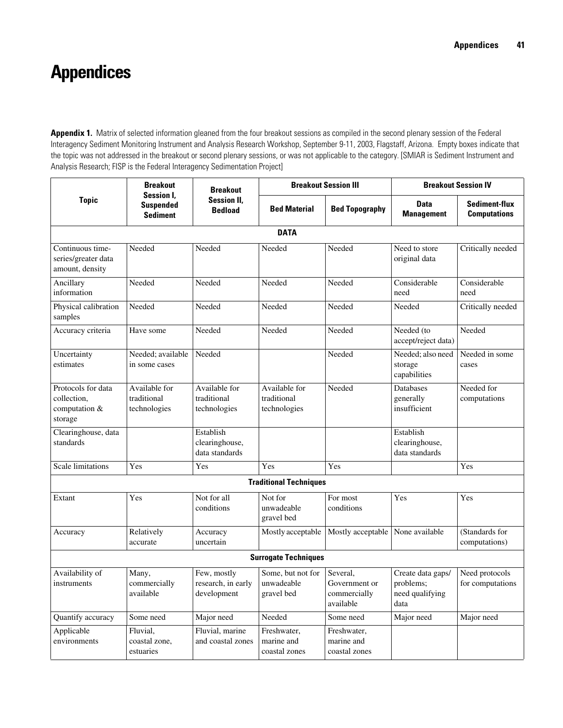# Appendices

**Appendix 1.** Matrix of selected information gleaned from the four breakout sessions as compiled in the second plenary session of the Federal Interagency Sediment Monitoring Instrument and Analysis Research Workshop, September 9-11, 2003, Flagstaff, Arizona. Empty boxes indicate that the topic was not addressed in the breakout or second plenary sessions, or was not applicable to the category. [SMIAR is Sediment Instrument and Analysis Research; FISP is the Federal Interagency Sedimentation Project]

| Topic | Breakout Session I, Suspended Sediment | Breakout Session II, Bedload | Breakout Session III | | Breakout Session IV | |
|---|---|---|---|---|---|---|
| | | | Bed Material | Bed Topography | Data Management | Sediment-flux Computations |
| **DATA** | | | | | | |
| Continuous time-series/greater data amount, density | Needed | Needed | Needed | Needed | Need to store original data | Critically needed |
| Ancillary information | Needed | Needed | Needed | Needed | Considerable need | Considerable need |
| Physical calibration samples | Needed | Needed | Needed | Needed | Needed | Critically needed |
| Accuracy criteria | Have some | Needed | Needed | Needed | Needed (to accept/reject data) | Needed |
| Uncertainty estimates | Needed; available in some cases | Needed | | Needed | Needed; also need storage capabilities | Needed in some cases |
| Protocols for data collection, computation & storage | Available for traditional technologies | Available for traditional technologies | Available for traditional technologies | Needed | Databases generally insufficient | Needed for computations |
| Clearinghouse, data standards | | Establish clearinghouse, data standards | | | Establish clearinghouse, data standards | |
| Scale limitations | Yes | Yes | Yes | Yes | | Yes |
| **Traditional Techniques** | | | | | | |
| Extant | Yes | Not for all conditions | Not for unwadeable gravel bed | For most conditions | Yes | Yes |
| Accuracy | Relatively accurate | Accuracy uncertain | Mostly acceptable | Mostly acceptable | None available | (Standards for computations) |
| **Surrogate Techniques** | | | | | | |
| Availability of instruments | Many, commercially available | Few, mostly research, in early development | Some, but not for unwadeable gravel bed | Several, Government or commercially available | Create data gaps/ problems; need qualifying data | Need protocols for computations |
| Quantify accuracy | Some need | Major need | Needed | Some need | Major need | Major need |
| Applicable environments | Fluvial, coastal zone, estuaries | Fluvial, marine and coastal zones | Freshwater, marine and coastal zones | Freshwater, marine and coastal zones | | |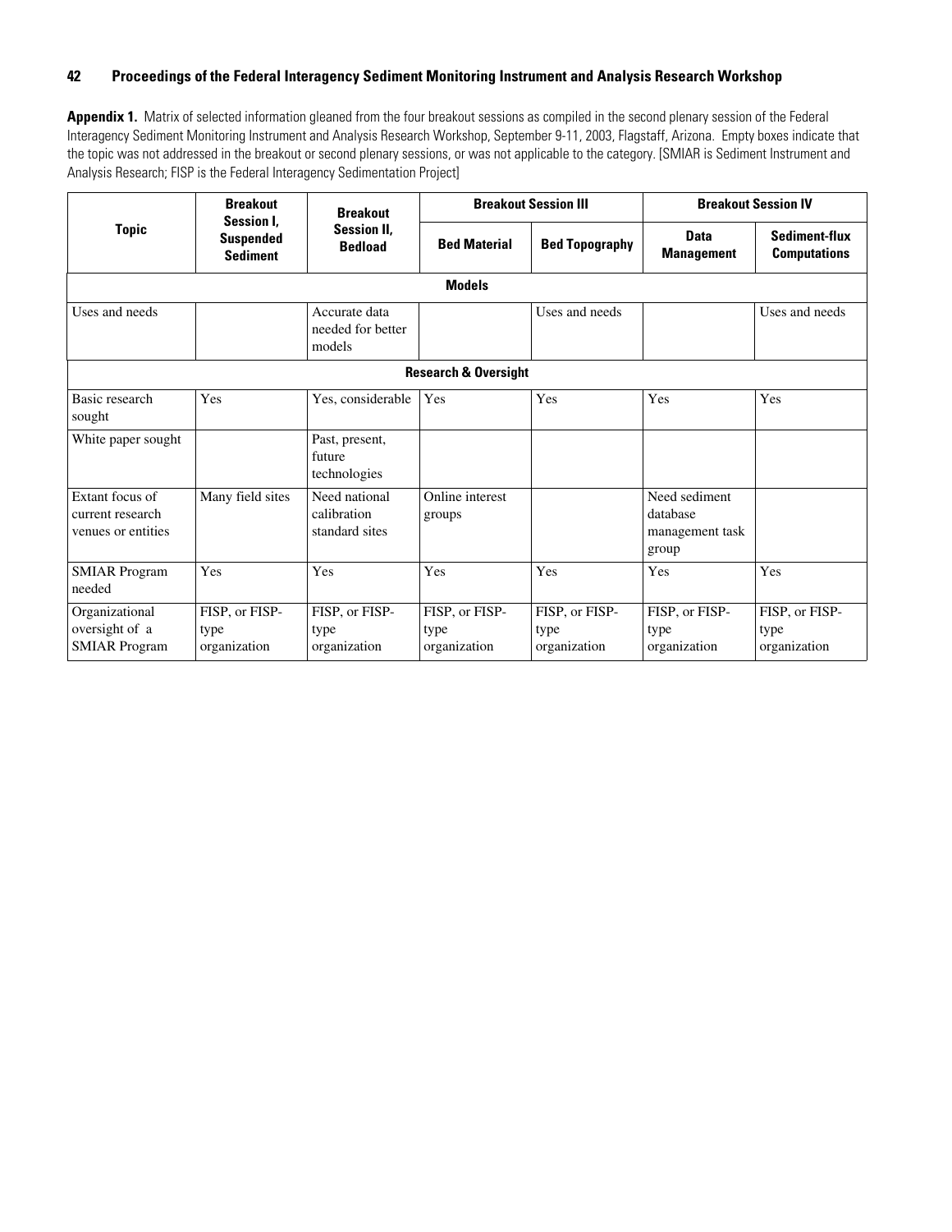**Appendix 1.** Matrix of selected information gleaned from the four breakout sessions as compiled in the second plenary session of the Federal Interagency Sediment Monitoring Instrument and Analysis Research Workshop, September 9-11, 2003, Flagstaff, Arizona. Empty boxes indicate that the topic was not addressed in the breakout or second plenary sessions, or was not applicable to the category. [SMIAR is Sediment Instrument and Analysis Research; FISP is the Federal Interagency Sedimentation Project]

| Topic | Breakout Session I, Suspended Sediment | Breakout Session II, Bedload | Breakout Session III | | Breakout Session IV | |
|---|---|---|---|---|---|---|
| | | | Bed Material | Bed Topography | Data Management | Sediment-flux Computations |
| **Models** | | | | | | |
| Uses and needs | | Accurate data needed for better models | | Uses and needs | | Uses and needs |
| **Research & Oversight** | | | | | | |
| Basic research sought | Yes | Yes, considerable | Yes | Yes | Yes | Yes |
| White paper sought | | Past, present, future technologies | | | | |
| Extant focus of current research venues or entities | Many field sites | Need national calibration standard sites | Online interest groups | | Need sediment database management task group | |
| SMIAR Program needed | Yes | Yes | Yes | Yes | Yes | Yes |
| Organizational oversight of a SMIAR Program | FISP, or FISP-type organization | FISP, or FISP-type organization | FISP, or FISP-type organization | FISP, or FISP-type organization | FISP, or FISP-type organization | FISP, or FISP-type organization |